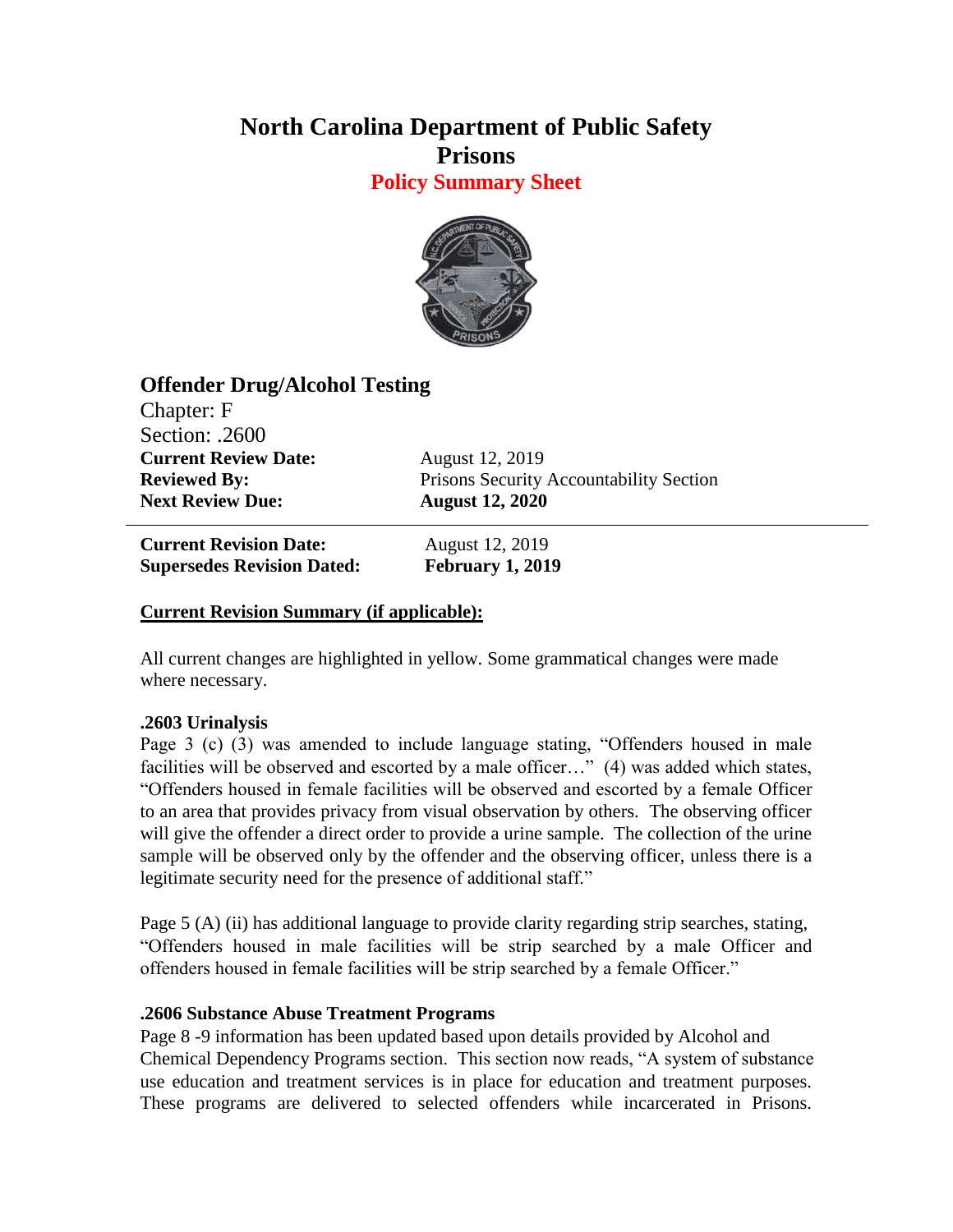# North Carolina Department of Public Safety
# Prisons
## Policy Summary Sheet

### Offender Drug/Alcohol Testing

Chapter: F
Section: .2600

| | |
|---|---|
| **Current Review Date:** | August 12, 2019 |
| **Reviewed By:** | Prisons Security Accountability Section |
| **Next Review Due:** | **August 12, 2020** |

---

| | |
|---|---|
| **Current Revision Date:** | August 12, 2019 |
| **Supersedes Revision Dated:** | **February 1, 2019** |

**Current Revision Summary (if applicable):**

All current changes are highlighted in yellow. Some grammatical changes were made where necessary.

**.2603 Urinalysis**

Page 3 (c) (3) was amended to include language stating, "Offenders housed in male facilities will be observed and escorted by a male officer…" (4) was added which states, "Offenders housed in female facilities will be observed and escorted by a female Officer to an area that provides privacy from visual observation by others. The observing officer will give the offender a direct order to provide a urine sample. The collection of the urine sample will be observed only by the offender and the observing officer, unless there is a legitimate security need for the presence of additional staff."

Page 5 (A) (ii) has additional language to provide clarity regarding strip searches, stating, "Offenders housed in male facilities will be strip searched by a male Officer and offenders housed in female facilities will be strip searched by a female Officer."

**.2606 Substance Abuse Treatment Programs**

Page 8 -9 information has been updated based upon details provided by Alcohol and Chemical Dependency Programs section. This section now reads, "A system of substance use education and treatment services is in place for education and treatment purposes. These programs are delivered to selected offenders while incarcerated in Prisons.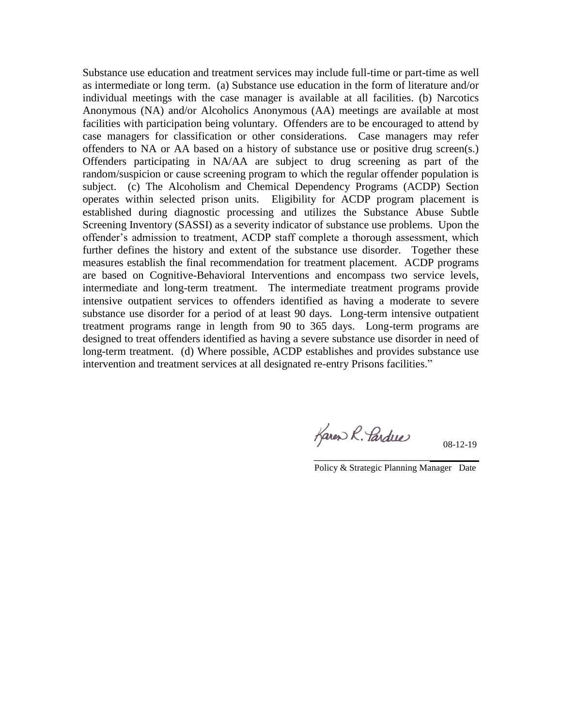Substance use education and treatment services may include full-time or part-time as well as intermediate or long term. (a) Substance use education in the form of literature and/or individual meetings with the case manager is available at all facilities. (b) Narcotics Anonymous (NA) and/or Alcoholics Anonymous (AA) meetings are available at most facilities with participation being voluntary. Offenders are to be encouraged to attend by case managers for classification or other considerations. Case managers may refer offenders to NA or AA based on a history of substance use or positive drug screen(s.) Offenders participating in NA/AA are subject to drug screening as part of the random/suspicion or cause screening program to which the regular offender population is subject. (c) The Alcoholism and Chemical Dependency Programs (ACDP) Section operates within selected prison units. Eligibility for ACDP program placement is established during diagnostic processing and utilizes the Substance Abuse Subtle Screening Inventory (SASSI) as a severity indicator of substance use problems. Upon the offender's admission to treatment, ACDP staff complete a thorough assessment, which further defines the history and extent of the substance use disorder. Together these measures establish the final recommendation for treatment placement. ACDP programs are based on Cognitive-Behavioral Interventions and encompass two service levels, intermediate and long-term treatment. The intermediate treatment programs provide intensive outpatient services to offenders identified as having a moderate to severe substance use disorder for a period of at least 90 days. Long-term intensive outpatient treatment programs range in length from 90 to 365 days. Long-term programs are designed to treat offenders identified as having a severe substance use disorder in need of long-term treatment. (d) Where possible, ACDP establishes and provides substance use intervention and treatment services at all designated re-entry Prisons facilities."

Karen R. Pardue 08-12-19

Policy & Strategic Planning Manager Date